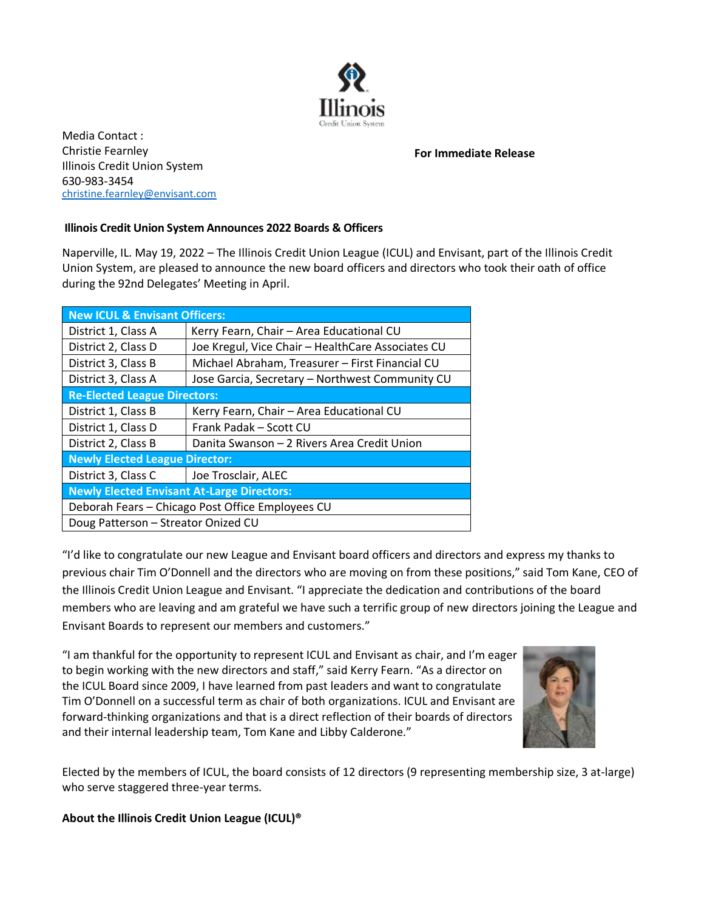Media Contact :
Christie Fearnley
Illinois Credit Union System
630-983-3454
christine.fearnley@envisant.com

**For Immediate Release**

**Illinois Credit Union System Announces 2022 Boards & Officers**

Naperville, IL. May 19, 2022 – The Illinois Credit Union League (ICUL) and Envisant, part of the Illinois Credit Union System, are pleased to announce the new board officers and directors who took their oath of office during the 92nd Delegates' Meeting in April.

| **New ICUL & Envisant Officers:** | |
|---|---|
| District 1, Class A | Kerry Fearn, Chair – Area Educational CU |
| District 2, Class D | Joe Kregul, Vice Chair – HealthCare Associates CU |
| District 3, Class B | Michael Abraham, Treasurer – First Financial CU |
| District 3, Class A | Jose Garcia, Secretary – Northwest Community CU |
| **Re-Elected League Directors:** | |
| District 1, Class B | Kerry Fearn, Chair – Area Educational CU |
| District 1, Class D | Frank Padak – Scott CU |
| District 2, Class B | Danita Swanson – 2 Rivers Area Credit Union |
| **Newly Elected League Director:** | |
| District 3, Class C | Joe Trosclair, ALEC |
| **Newly Elected Envisant At-Large Directors:** | |
| Deborah Fears – Chicago Post Office Employees CU | |
| Doug Patterson – Streator Onized CU | |

"I'd like to congratulate our new League and Envisant board officers and directors and express my thanks to previous chair Tim O'Donnell and the directors who are moving on from these positions," said Tom Kane, CEO of the Illinois Credit Union League and Envisant. "I appreciate the dedication and contributions of the board members who are leaving and am grateful we have such a terrific group of new directors joining the League and Envisant Boards to represent our members and customers."

"I am thankful for the opportunity to represent ICUL and Envisant as chair, and I'm eager to begin working with the new directors and staff," said Kerry Fearn. "As a director on the ICUL Board since 2009, I have learned from past leaders and want to congratulate Tim O'Donnell on a successful term as chair of both organizations. ICUL and Envisant are forward-thinking organizations and that is a direct reflection of their boards of directors and their internal leadership team, Tom Kane and Libby Calderone."

Elected by the members of ICUL, the board consists of 12 directors (9 representing membership size, 3 at-large) who serve staggered three-year terms.

**About the Illinois Credit Union League (ICUL)®**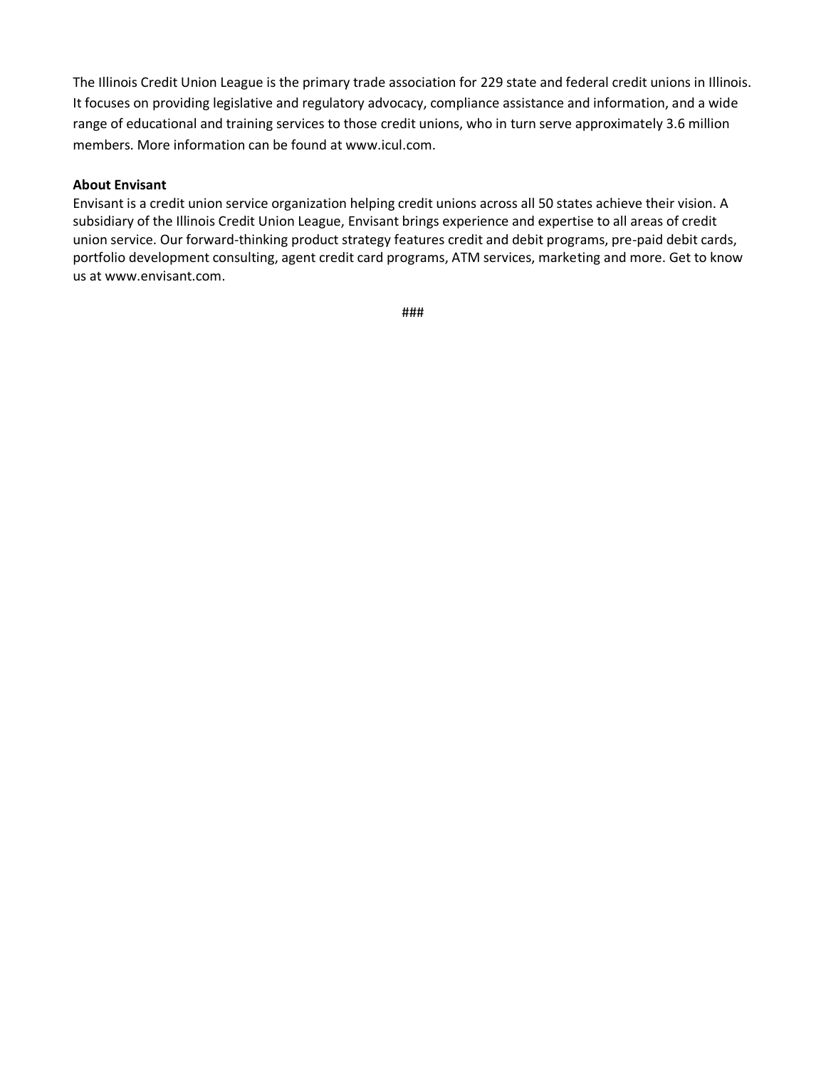The Illinois Credit Union League is the primary trade association for 229 state and federal credit unions in Illinois. It focuses on providing legislative and regulatory advocacy, compliance assistance and information, and a wide range of educational and training services to those credit unions, who in turn serve approximately 3.6 million members. More information can be found at www.icul.com.

**About Envisant**

Envisant is a credit union service organization helping credit unions across all 50 states achieve their vision. A subsidiary of the Illinois Credit Union League, Envisant brings experience and expertise to all areas of credit union service. Our forward-thinking product strategy features credit and debit programs, pre-paid debit cards, portfolio development consulting, agent credit card programs, ATM services, marketing and more. Get to know us at www.envisant.com.

###